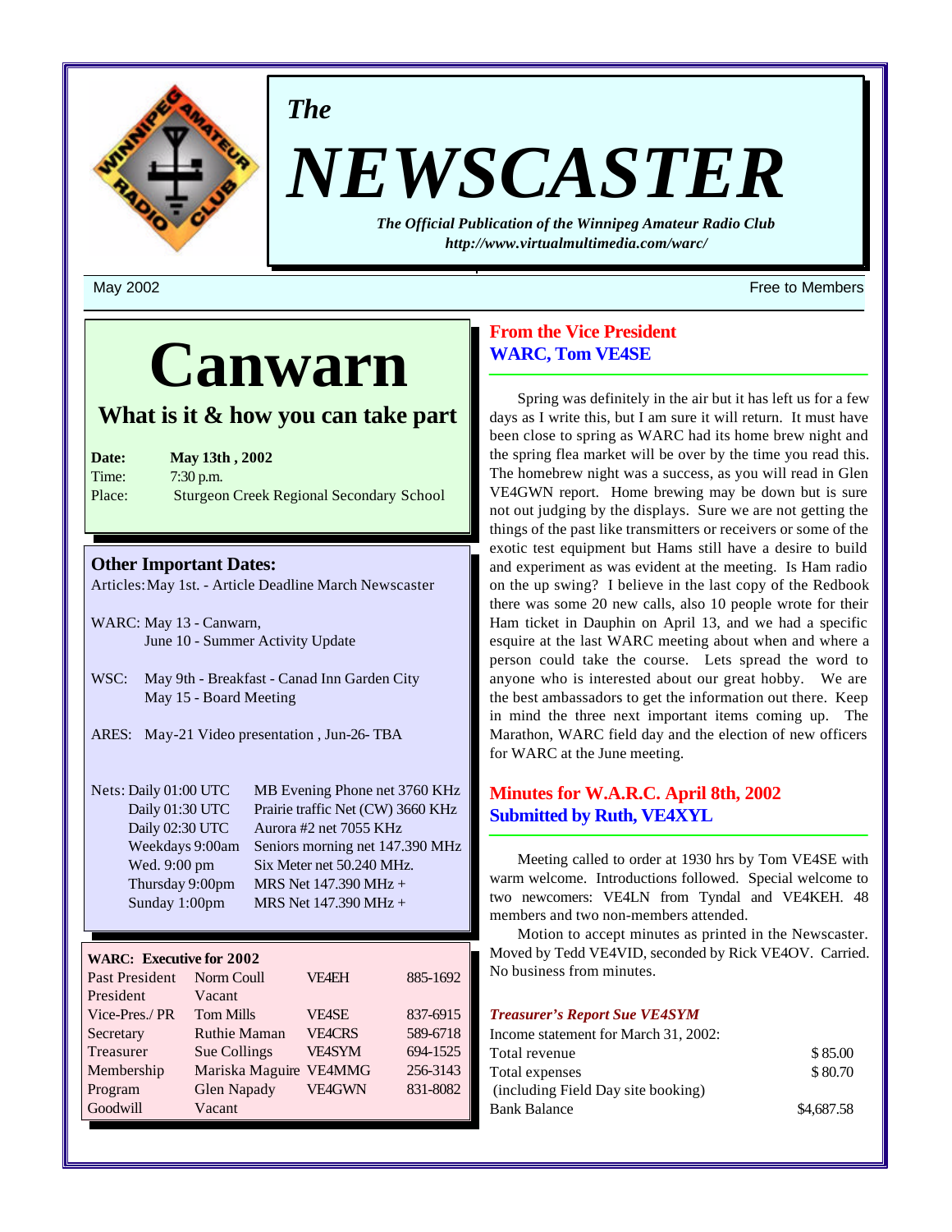*The*

# NEWSCASTER

***The Official Publication of the Winnipeg Amateur Radio Club***
***http://www.virtualmultimedia.com/warc/***

May 2002 — Free to Members

# Canwarn

## What is it & how you can take part

**Date:** **May 13th , 2002**
Time: 7:30 p.m.
Place: Sturgeon Creek Regional Secondary School

### Other Important Dates:

Articles: May 1st. - Article Deadline March Newscaster

WARC: May 13 - Canwarn,
June 10 - Summer Activity Update

WSC: May 9th - Breakfast - Canad Inn Garden City
May 15 - Board Meeting

ARES: May-21 Video presentation , Jun-26- TBA

| Nets: | |
|---|---|
| Daily 01:00 UTC | MB Evening Phone net 3760 KHz |
| Daily 01:30 UTC | Prairie traffic Net (CW) 3660 KHz |
| Daily 02:30 UTC | Aurora #2 net 7055 KHz |
| Weekdays 9:00am | Seniors morning net 147.390 MHz |
| Wed. 9:00 pm | Six Meter net 50.240 MHz. |
| Thursday 9:00pm | MRS Net 147.390 MHz + |
| Sunday 1:00pm | MRS Net 147.390 MHz + |

**WARC: Executive for 2002**

| Position | Name | Call | Phone |
|---|---|---|---|
| Past President | Norm Coull | VE4EH | 885-1692 |
| President | Vacant | | |
| Vice-Pres./ PR | Tom Mills | VE4SE | 837-6915 |
| Secretary | Ruthie Maman | VE4CRS | 589-6718 |
| Treasurer | Sue Collings | VE4SYM | 694-1525 |
| Membership | Mariska Maguire | VE4MMG | 256-3143 |
| Program | Glen Napady | VE4GWN | 831-8082 |
| Goodwill | Vacant | | |

## From the Vice President
## WARC, Tom VE4SE

Spring was definitely in the air but it has left us for a few days as I write this, but I am sure it will return. It must have been close to spring as WARC had its home brew night and the spring flea market will be over by the time you read this. The homebrew night was a success, as you will read in Glen VE4GWN report. Home brewing may be down but is sure not out judging by the displays. Sure we are not getting the things of the past like transmitters or receivers or some of the exotic test equipment but Hams still have a desire to build and experiment as was evident at the meeting. Is Ham radio on the up swing? I believe in the last copy of the Redbook there was some 20 new calls, also 10 people wrote for their Ham ticket in Dauphin on April 13, and we had a specific esquire at the last WARC meeting about when and where a person could take the course. Lets spread the word to anyone who is interested about our great hobby. We are the best ambassadors to get the information out there. Keep in mind the three next important items coming up. The Marathon, WARC field day and the election of new officers for WARC at the June meeting.

## Minutes for W.A.R.C. April 8th, 2002
## Submitted by Ruth, VE4XYL

Meeting called to order at 1930 hrs by Tom VE4SE with warm welcome. Introductions followed. Special welcome to two newcomers: VE4LN from Tyndal and VE4KEH. 48 members and two non-members attended.

Motion to accept minutes as printed in the Newscaster. Moved by Tedd VE4VID, seconded by Rick VE4OV. Carried. No business from minutes.

***Treasurer's Report Sue VE4SYM***

Income statement for March 31, 2002:

| | |
|---|---|
| Total revenue | $ 85.00 |
| Total expenses (including Field Day site booking) | $ 80.70 |
| Bank Balance | $4,687.58 |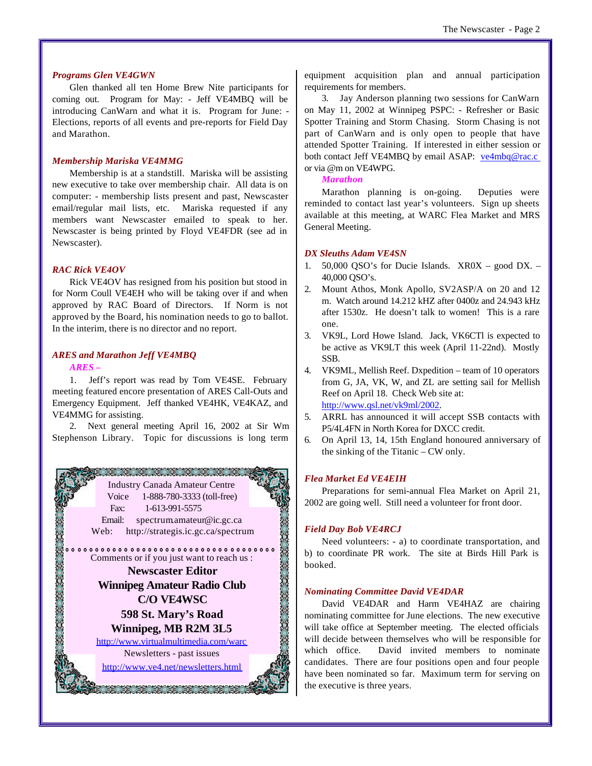### *Programs Glen VE4GWN*

Glen thanked all ten Home Brew Nite participants for coming out. Program for May: - Jeff VE4MBQ will be introducing CanWarn and what it is. Program for June: - Elections, reports of all events and pre-reports for Field Day and Marathon.

### *Membership Mariska VE4MMG*

Membership is at a standstill. Mariska will be assisting new executive to take over membership chair. All data is on computer: - membership lists present and past, Newscaster email/regular mail lists, etc. Mariska requested if any members want Newscaster emailed to speak to her. Newscaster is being printed by Floyd VE4FDR (see ad in Newscaster).

### *RAC Rick VE4OV*

Rick VE4OV has resigned from his position but stood in for Norm Coull VE4EH who will be taking over if and when approved by RAC Board of Directors. If Norm is not approved by the Board, his nomination needs to go to ballot. In the interim, there is no director and no report.

### *ARES and Marathon Jeff VE4MBQ*

***ARES –***

1. Jeff's report was read by Tom VE4SE. February meeting featured encore presentation of ARES Call-Outs and Emergency Equipment. Jeff thanked VE4HK, VE4KAZ, and VE4MMG for assisting.

2. Next general meeting April 16, 2002 at Sir Wm Stephenson Library. Topic for discussions is long term equipment acquisition plan and annual participation requirements for members.

3. Jay Anderson planning two sessions for CanWarn on May 11, 2002 at Winnipeg PSPC: - Refresher or Basic Spotter Training and Storm Chasing. Storm Chasing is not part of CanWarn and is only open to people that have attended Spotter Training. If interested in either session or both contact Jeff VE4MBQ by email ASAP: ve4mbq@rac.c or via @m on VE4WPG.

***Marathon***

Marathon planning is on-going. Deputies were reminded to contact last year's volunteers. Sign up sheets available at this meeting, at WARC Flea Market and MRS General Meeting.

---

Industry Canada Amateur Centre
Voice 1-888-780-3333 (toll-free)
Fax: 1-613-991-5575
Email: spectrum.amateur@ic.gc.ca
Web: http://strategis.ic.gc.ca/spectrum

Comments or if you just want to reach us :

**Newscaster Editor**
**Winnipeg Amateur Radio Club**
**C/O VE4WSC**
**598 St. Mary's Road**
**Winnipeg, MB R2M 3L5**

http://www.virtualmultimedia.com/warc
Newsletters - past issues
http://www.ve4.net/newsletters.html

---

### *DX Sleuths Adam VE4SN*

1. 50,000 QSO's for Ducie Islands. XR0X – good DX. – 40,000 QSO's.
2. Mount Athos, Monk Apollo, SV2ASP/A on 20 and 12 m. Watch around 14.212 kHZ after 0400z and 24.943 kHz after 1530z. He doesn't talk to women! This is a rare one.
3. VK9L, Lord Howe Island. Jack, VK6CTl is expected to be active as VK9LT this week (April 11-22nd). Mostly SSB.
4. VK9ML, Mellish Reef. Dxpedition – team of 10 operators from G, JA, VK, W, and ZL are setting sail for Mellish Reef on April 18. Check Web site at: http://www.qsl.net/vk9ml/2002.
5. ARRL has announced it will accept SSB contacts with P5/4L4FN in North Korea for DXCC credit.
6. On April 13, 14, 15th England honoured anniversary of the sinking of the Titanic – CW only.

### *Flea Market Ed VE4EIH*

Preparations for semi-annual Flea Market on April 21, 2002 are going well. Still need a volunteer for front door.

### *Field Day Bob VE4RCJ*

Need volunteers: - a) to coordinate transportation, and b) to coordinate PR work. The site at Birds Hill Park is booked.

### *Nominating Committee David VE4DAR*

David VE4DAR and Harm VE4HAZ are chairing nominating committee for June elections. The new executive will take office at September meeting. The elected officials will decide between themselves who will be responsible for which office. David invited members to nominate candidates. There are four positions open and four people have been nominated so far. Maximum term for serving on the executive is three years.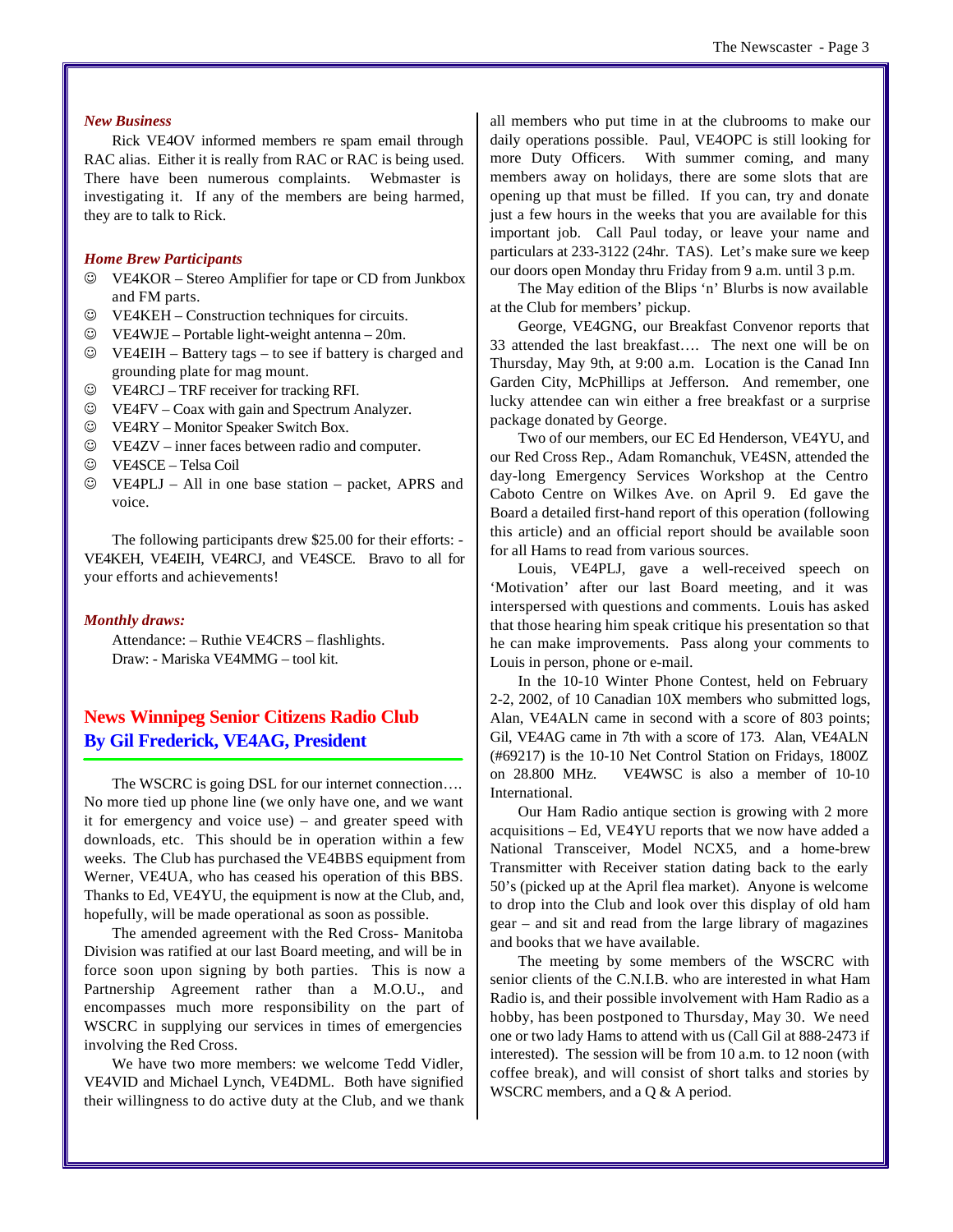### *New Business*

Rick VE4OV informed members re spam email through RAC alias. Either it is really from RAC or RAC is being used. There have been numerous complaints. Webmaster is investigating it. If any of the members are being harmed, they are to talk to Rick.

### *Home Brew Participants*

- ☺ VE4KOR – Stereo Amplifier for tape or CD from Junkbox and FM parts.
- ☺ VE4KEH – Construction techniques for circuits.
- ☺ VE4WJE – Portable light-weight antenna – 20m.
- ☺ VE4EIH – Battery tags – to see if battery is charged and grounding plate for mag mount.
- ☺ VE4RCJ – TRF receiver for tracking RFI.
- ☺ VE4FV – Coax with gain and Spectrum Analyzer.
- ☺ VE4RY – Monitor Speaker Switch Box.
- ☺ VE4ZV – inner faces between radio and computer.
- ☺ VE4SCE – Telsa Coil
- ☺ VE4PLJ – All in one base station – packet, APRS and voice.

The following participants drew $25.00 for their efforts: - VE4KEH, VE4EIH, VE4RCJ, and VE4SCE. Bravo to all for your efforts and achievements!

### *Monthly draws:*

Attendance: – Ruthie VE4CRS – flashlights.
Draw: - Mariska VE4MMG – tool kit.

## News Winnipeg Senior Citizens Radio Club
## By Gil Frederick, VE4AG, President

The WSCRC is going DSL for our internet connection…. No more tied up phone line (we only have one, and we want it for emergency and voice use) – and greater speed with downloads, etc. This should be in operation within a few weeks. The Club has purchased the VE4BBS equipment from Werner, VE4UA, who has ceased his operation of this BBS. Thanks to Ed, VE4YU, the equipment is now at the Club, and, hopefully, will be made operational as soon as possible.

The amended agreement with the Red Cross- Manitoba Division was ratified at our last Board meeting, and will be in force soon upon signing by both parties. This is now a Partnership Agreement rather than a M.O.U., and encompasses much more responsibility on the part of WSCRC in supplying our services in times of emergencies involving the Red Cross.

We have two more members: we welcome Tedd Vidler, VE4VID and Michael Lynch, VE4DML. Both have signified their willingness to do active duty at the Club, and we thank all members who put time in at the clubrooms to make our daily operations possible. Paul, VE4OPC is still looking for more Duty Officers. With summer coming, and many members away on holidays, there are some slots that are opening up that must be filled. If you can, try and donate just a few hours in the weeks that you are available for this important job. Call Paul today, or leave your name and particulars at 233-3122 (24hr. TAS). Let's make sure we keep our doors open Monday thru Friday from 9 a.m. until 3 p.m.

The May edition of the Blips 'n' Blurbs is now available at the Club for members' pickup.

George, VE4GNG, our Breakfast Convenor reports that 33 attended the last breakfast…. The next one will be on Thursday, May 9th, at 9:00 a.m. Location is the Canad Inn Garden City, McPhillips at Jefferson. And remember, one lucky attendee can win either a free breakfast or a surprise package donated by George.

Two of our members, our EC Ed Henderson, VE4YU, and our Red Cross Rep., Adam Romanchuk, VE4SN, attended the day-long Emergency Services Workshop at the Centro Caboto Centre on Wilkes Ave. on April 9. Ed gave the Board a detailed first-hand report of this operation (following this article) and an official report should be available soon for all Hams to read from various sources.

Louis, VE4PLJ, gave a well-received speech on 'Motivation' after our last Board meeting, and it was interspersed with questions and comments. Louis has asked that those hearing him speak critique his presentation so that he can make improvements. Pass along your comments to Louis in person, phone or e-mail.

In the 10-10 Winter Phone Contest, held on February 2-2, 2002, of 10 Canadian 10X members who submitted logs, Alan, VE4ALN came in second with a score of 803 points; Gil, VE4AG came in 7th with a score of 173. Alan, VE4ALN (#69217) is the 10-10 Net Control Station on Fridays, 1800Z on 28.800 MHz. VE4WSC is also a member of 10-10 International.

Our Ham Radio antique section is growing with 2 more acquisitions – Ed, VE4YU reports that we now have added a National Transceiver, Model NCX5, and a home-brew Transmitter with Receiver station dating back to the early 50's (picked up at the April flea market). Anyone is welcome to drop into the Club and look over this display of old ham gear – and sit and read from the large library of magazines and books that we have available.

The meeting by some members of the WSCRC with senior clients of the C.N.I.B. who are interested in what Ham Radio is, and their possible involvement with Ham Radio as a hobby, has been postponed to Thursday, May 30. We need one or two lady Hams to attend with us (Call Gil at 888-2473 if interested). The session will be from 10 a.m. to 12 noon (with coffee break), and will consist of short talks and stories by WSCRC members, and a Q & A period.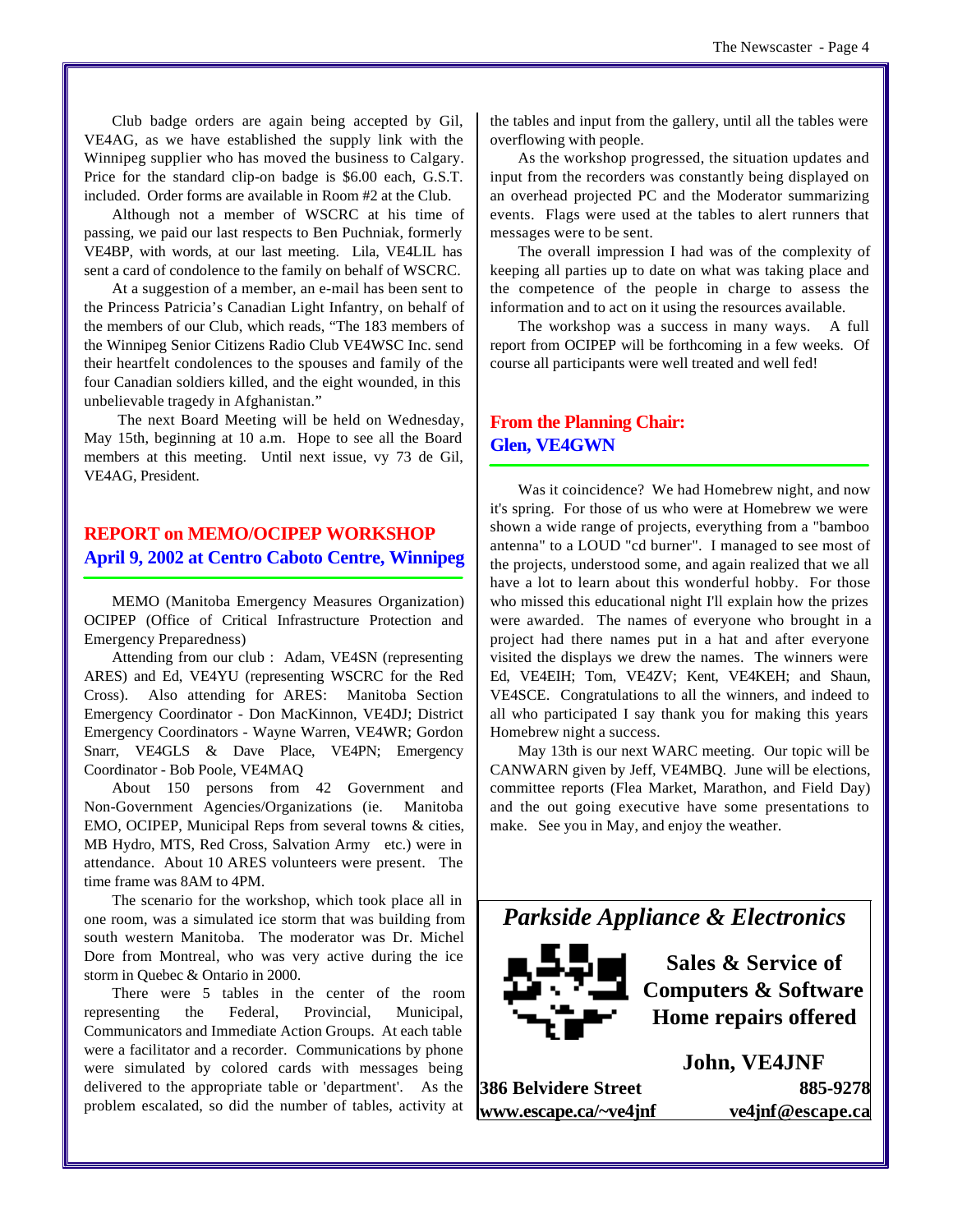Club badge orders are again being accepted by Gil, VE4AG, as we have established the supply link with the Winnipeg supplier who has moved the business to Calgary. Price for the standard clip-on badge is $6.00 each, G.S.T. included. Order forms are available in Room #2 at the Club.

Although not a member of WSCRC at his time of passing, we paid our last respects to Ben Puchniak, formerly VE4BP, with words, at our last meeting. Lila, VE4LIL has sent a card of condolence to the family on behalf of WSCRC.

At a suggestion of a member, an e-mail has been sent to the Princess Patricia's Canadian Light Infantry, on behalf of the members of our Club, which reads, "The 183 members of the Winnipeg Senior Citizens Radio Club VE4WSC Inc. send their heartfelt condolences to the spouses and family of the four Canadian soldiers killed, and the eight wounded, in this unbelievable tragedy in Afghanistan."

The next Board Meeting will be held on Wednesday, May 15th, beginning at 10 a.m. Hope to see all the Board members at this meeting. Until next issue, vy 73 de Gil, VE4AG, President.

## REPORT on MEMO/OCIPEP WORKSHOP
## April 9, 2002 at Centro Caboto Centre, Winnipeg

MEMO (Manitoba Emergency Measures Organization) OCIPEP (Office of Critical Infrastructure Protection and Emergency Preparedness)

Attending from our club : Adam, VE4SN (representing ARES) and Ed, VE4YU (representing WSCRC for the Red Cross). Also attending for ARES: Manitoba Section Emergency Coordinator - Don MacKinnon, VE4DJ; District Emergency Coordinators - Wayne Warren, VE4WR; Gordon Snarr, VE4GLS & Dave Place, VE4PN; Emergency Coordinator - Bob Poole, VE4MAQ

About 150 persons from 42 Government and Non-Government Agencies/Organizations (ie. Manitoba EMO, OCIPEP, Municipal Reps from several towns & cities, MB Hydro, MTS, Red Cross, Salvation Army etc.) were in attendance. About 10 ARES volunteers were present. The time frame was 8AM to 4PM.

The scenario for the workshop, which took place all in one room, was a simulated ice storm that was building from south western Manitoba. The moderator was Dr. Michel Dore from Montreal, who was very active during the ice storm in Quebec & Ontario in 2000.

There were 5 tables in the center of the room representing the Federal, Provincial, Municipal, Communicators and Immediate Action Groups. At each table were a facilitator and a recorder. Communications by phone were simulated by colored cards with messages being delivered to the appropriate table or 'department'. As the problem escalated, so did the number of tables, activity at the tables and input from the gallery, until all the tables were overflowing with people.

As the workshop progressed, the situation updates and input from the recorders was constantly being displayed on an overhead projected PC and the Moderator summarizing events. Flags were used at the tables to alert runners that messages were to be sent.

The overall impression I had was of the complexity of keeping all parties up to date on what was taking place and the competence of the people in charge to assess the information and to act on it using the resources available.

The workshop was a success in many ways. A full report from OCIPEP will be forthcoming in a few weeks. Of course all participants were well treated and well fed!

## From the Planning Chair:
## Glen, VE4GWN

Was it coincidence? We had Homebrew night, and now it's spring. For those of us who were at Homebrew we were shown a wide range of projects, everything from a "bamboo antenna" to a LOUD "cd burner". I managed to see most of the projects, understood some, and again realized that we all have a lot to learn about this wonderful hobby. For those who missed this educational night I'll explain how the prizes were awarded. The names of everyone who brought in a project had there names put in a hat and after everyone visited the displays we drew the names. The winners were Ed, VE4EIH; Tom, VE4ZV; Kent, VE4KEH; and Shaun, VE4SCE. Congratulations to all the winners, and indeed to all who participated I say thank you for making this years Homebrew night a success.

May 13th is our next WARC meeting. Our topic will be CANWARN given by Jeff, VE4MBQ. June will be elections, committee reports (Flea Market, Marathon, and Field Day) and the out going executive have some presentations to make. See you in May, and enjoy the weather.

***Parkside Appliance & Electronics***

**Sales & Service of Computers & Software**
**Home repairs offered**

**John, VE4JNF**

**386 Belvidere Street** — **885-9278**
**www.escape.ca/~ve4jnf** — **ve4jnf@escape.ca**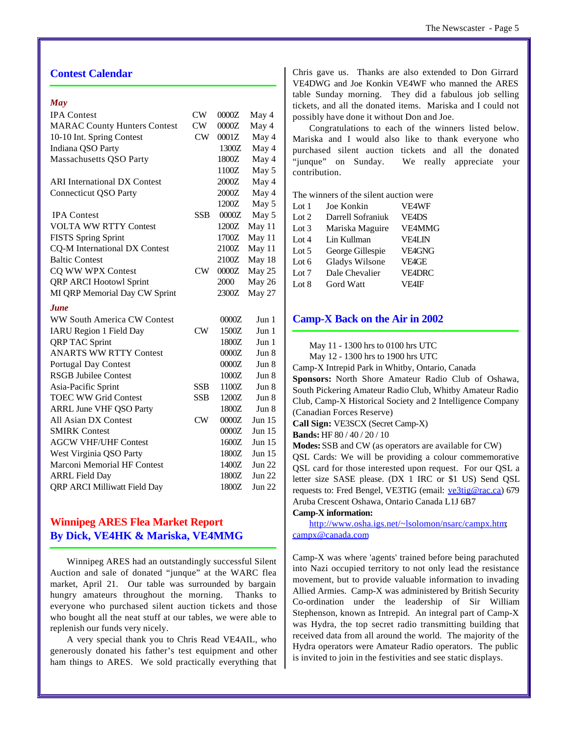## Contest Calendar

***May***

| | | | |
|---|---|---|---|
| IPA Contest | CW | 0000Z | May 4 |
| MARAC County Hunters Contest | CW | 0000Z | May 4 |
| 10-10 Int. Spring Contest | CW | 0001Z | May 4 |
| Indiana QSO Party | | 1300Z | May 4 |
| Massachusetts QSO Party | | 1800Z | May 4 |
| | | 1100Z | May 5 |
| ARI International DX Contest | | 2000Z | May 4 |
| Connecticut QSO Party | | 2000Z | May 4 |
| | | 1200Z | May 5 |
| IPA Contest | SSB | 0000Z | May 5 |
| VOLTA WW RTTY Contest | | 1200Z | May 11 |
| FISTS Spring Sprint | | 1700Z | May 11 |
| CQ-M International DX Contest | | 2100Z | May 11 |
| Baltic Contest | | 2100Z | May 18 |
| CQ WW WPX Contest | CW | 0000Z | May 25 |
| QRP ARCI Hootowl Sprint | | 2000 | May 26 |
| MI QRP Memorial Day CW Sprint | | 2300Z | May 27 |

***June***

| | | | |
|---|---|---|---|
| WW South America CW Contest | | 0000Z | Jun 1 |
| IARU Region 1 Field Day | CW | 1500Z | Jun 1 |
| QRP TAC Sprint | | 1800Z | Jun 1 |
| ANARTS WW RTTY Contest | | 0000Z | Jun 8 |
| Portugal Day Contest | | 0000Z | Jun 8 |
| RSGB Jubilee Contest | | 1000Z | Jun 8 |
| Asia-Pacific Sprint | SSB | 1100Z | Jun 8 |
| TOEC WW Grid Contest | SSB | 1200Z | Jun 8 |
| ARRL June VHF QSO Party | | 1800Z | Jun 8 |
| All Asian DX Contest | CW | 0000Z | Jun 15 |
| SMIRK Contest | | 0000Z | Jun 15 |
| AGCW VHF/UHF Contest | | 1600Z | Jun 15 |
| West Virginia QSO Party | | 1800Z | Jun 15 |
| Marconi Memorial HF Contest | | 1400Z | Jun 22 |
| ARRL Field Day | | 1800Z | Jun 22 |
| QRP ARCI Milliwatt Field Day | | 1800Z | Jun 22 |

## Winnipeg ARES Flea Market Report
## By Dick, VE4HK & Mariska, VE4MMG

Winnipeg ARES had an outstandingly successful Silent Auction and sale of donated "junque" at the WARC flea market, April 21. Our table was surrounded by bargain hungry amateurs throughout the morning. Thanks to everyone who purchased silent auction tickets and those who bought all the neat stuff at our tables, we were able to replenish our funds very nicely.

A very special thank you to Chris Read VE4AIL, who generously donated his father's test equipment and other ham things to ARES. We sold practically everything that Chris gave us. Thanks are also extended to Don Girrard VE4DWG and Joe Konkin VE4WF who manned the ARES table Sunday morning. They did a fabulous job selling tickets, and all the donated items. Mariska and I could not possibly have done it without Don and Joe.

Congratulations to each of the winners listed below. Mariska and I would also like to thank everyone who purchased silent auction tickets and all the donated "junque" on Sunday. We really appreciate your contribution.

The winners of the silent auction were

| | | |
|---|---|---|
| Lot 1 | Joe Konkin | VE4WF |
| Lot 2 | Darrell Sofraniuk | VE4DS |
| Lot 3 | Mariska Maguire | VE4MMG |
| Lot 4 | Lin Kullman | VE4LIN |
| Lot 5 | George Gillespie | VE4GNG |
| Lot 6 | Gladys Wilsone | VE4GE |
| Lot 7 | Dale Chevalier | VE4DRC |
| Lot 8 | Gord Watt | VE4IF |

## Camp-X Back on the Air in 2002

May 11 - 1300 hrs to 0100 hrs UTC
May 12 - 1300 hrs to 1900 hrs UTC
Camp-X Intrepid Park in Whitby, Ontario, Canada
**Sponsors:** North Shore Amateur Radio Club of Oshawa, South Pickering Amateur Radio Club, Whitby Amateur Radio Club, Camp-X Historical Society and 2 Intelligence Company (Canadian Forces Reserve)
**Call Sign:** VE3SCX (Secret Camp-X)
**Bands:** HF 80 / 40 / 20 / 10
**Modes:** SSB and CW (as operators are available for CW)
QSL Cards: We will be providing a colour commemorative QSL card for those interested upon request. For our QSL a letter size SASE please. (DX 1 IRC or $1 US) Send QSL requests to: Fred Bengel, VE3TIG (email: ve3tig@rac.ca) 679 Aruba Crescent Oshawa, Ontario Canada L1J 6B7
**Camp-X information:**
http://www.osha.igs.net/~lsolomon/nsarc/campx.htm; campx@canada.com

Camp-X was where 'agents' trained before being parachuted into Nazi occupied territory to not only lead the resistance movement, but to provide valuable information to invading Allied Armies. Camp-X was administered by British Security Co-ordination under the leadership of Sir William Stephenson, known as Intrepid. An integral part of Camp-X was Hydra, the top secret radio transmitting building that received data from all around the world. The majority of the Hydra operators were Amateur Radio operators. The public is invited to join in the festivities and see static displays.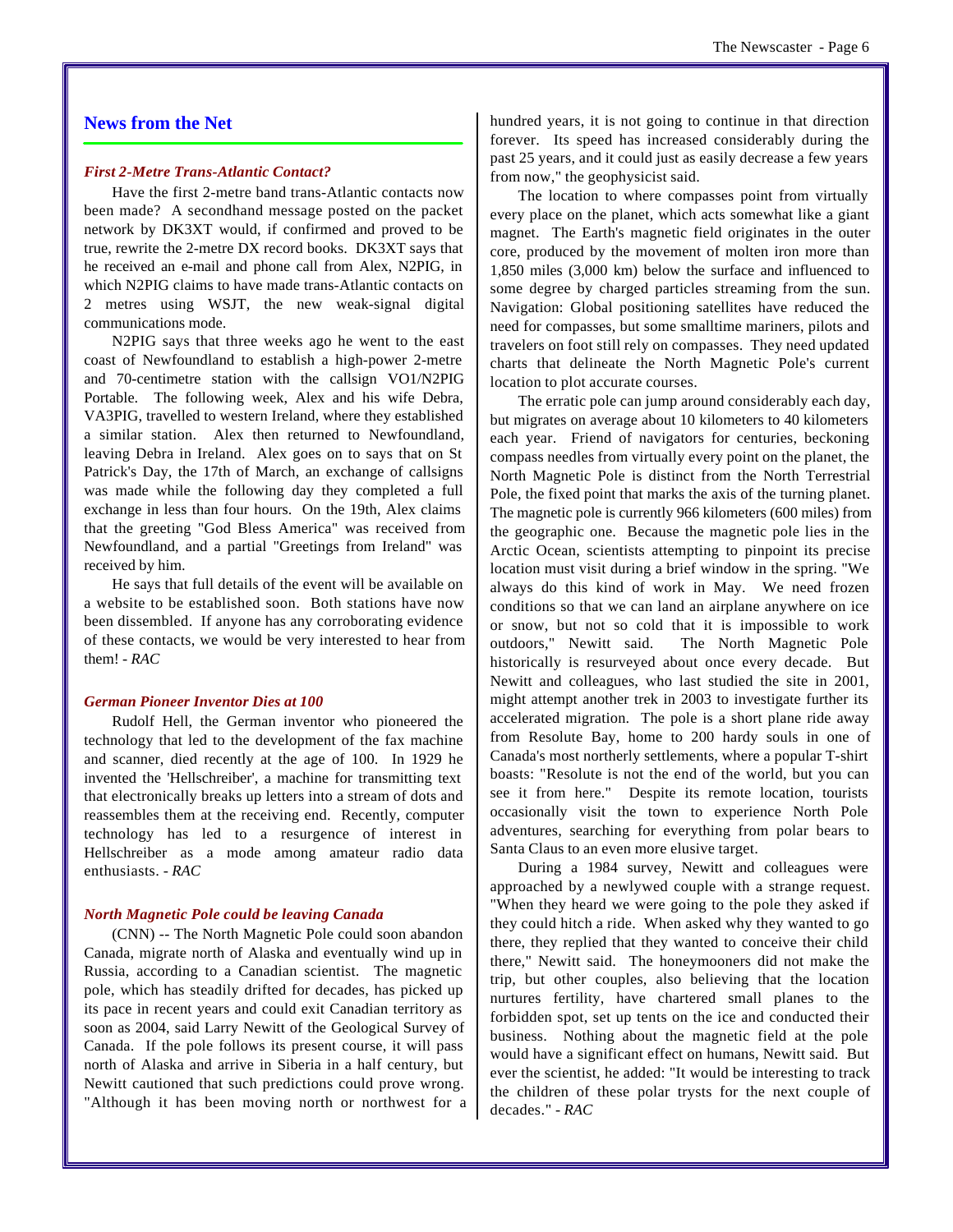## News from the Net

### *First 2-Metre Trans-Atlantic Contact?*

Have the first 2-metre band trans-Atlantic contacts now been made? A secondhand message posted on the packet network by DK3XT would, if confirmed and proved to be true, rewrite the 2-metre DX record books. DK3XT says that he received an e-mail and phone call from Alex, N2PIG, in which N2PIG claims to have made trans-Atlantic contacts on 2 metres using WSJT, the new weak-signal digital communications mode.

N2PIG says that three weeks ago he went to the east coast of Newfoundland to establish a high-power 2-metre and 70-centimetre station with the callsign VO1/N2PIG Portable. The following week, Alex and his wife Debra, VA3PIG, travelled to western Ireland, where they established a similar station. Alex then returned to Newfoundland, leaving Debra in Ireland. Alex goes on to says that on St Patrick's Day, the 17th of March, an exchange of callsigns was made while the following day they completed a full exchange in less than four hours. On the 19th, Alex claims that the greeting "God Bless America" was received from Newfoundland, and a partial "Greetings from Ireland" was received by him.

He says that full details of the event will be available on a website to be established soon. Both stations have now been dissembled. If anyone has any corroborating evidence of these contacts, we would be very interested to hear from them! - *RAC*

### *German Pioneer Inventor Dies at 100*

Rudolf Hell, the German inventor who pioneered the technology that led to the development of the fax machine and scanner, died recently at the age of 100. In 1929 he invented the 'Hellschreiber', a machine for transmitting text that electronically breaks up letters into a stream of dots and reassembles them at the receiving end. Recently, computer technology has led to a resurgence of interest in Hellschreiber as a mode among amateur radio data enthusiasts. - *RAC*

### *North Magnetic Pole could be leaving Canada*

(CNN) -- The North Magnetic Pole could soon abandon Canada, migrate north of Alaska and eventually wind up in Russia, according to a Canadian scientist. The magnetic pole, which has steadily drifted for decades, has picked up its pace in recent years and could exit Canadian territory as soon as 2004, said Larry Newitt of the Geological Survey of Canada. If the pole follows its present course, it will pass north of Alaska and arrive in Siberia in a half century, but Newitt cautioned that such predictions could prove wrong. "Although it has been moving north or northwest for a hundred years, it is not going to continue in that direction forever. Its speed has increased considerably during the past 25 years, and it could just as easily decrease a few years from now," the geophysicist said.

The location to where compasses point from virtually every place on the planet, which acts somewhat like a giant magnet. The Earth's magnetic field originates in the outer core, produced by the movement of molten iron more than 1,850 miles (3,000 km) below the surface and influenced to some degree by charged particles streaming from the sun. Navigation: Global positioning satellites have reduced the need for compasses, but some smalltime mariners, pilots and travelers on foot still rely on compasses. They need updated charts that delineate the North Magnetic Pole's current location to plot accurate courses.

The erratic pole can jump around considerably each day, but migrates on average about 10 kilometers to 40 kilometers each year. Friend of navigators for centuries, beckoning compass needles from virtually every point on the planet, the North Magnetic Pole is distinct from the North Terrestrial Pole, the fixed point that marks the axis of the turning planet. The magnetic pole is currently 966 kilometers (600 miles) from the geographic one. Because the magnetic pole lies in the Arctic Ocean, scientists attempting to pinpoint its precise location must visit during a brief window in the spring. "We always do this kind of work in May. We need frozen conditions so that we can land an airplane anywhere on ice or snow, but not so cold that it is impossible to work outdoors," Newitt said. The North Magnetic Pole historically is resurveyed about once every decade. But Newitt and colleagues, who last studied the site in 2001, might attempt another trek in 2003 to investigate further its accelerated migration. The pole is a short plane ride away from Resolute Bay, home to 200 hardy souls in one of Canada's most northerly settlements, where a popular T-shirt boasts: "Resolute is not the end of the world, but you can see it from here." Despite its remote location, tourists occasionally visit the town to experience North Pole adventures, searching for everything from polar bears to Santa Claus to an even more elusive target.

During a 1984 survey, Newitt and colleagues were approached by a newlywed couple with a strange request. "When they heard we were going to the pole they asked if they could hitch a ride. When asked why they wanted to go there, they replied that they wanted to conceive their child there," Newitt said. The honeymooners did not make the trip, but other couples, also believing that the location nurtures fertility, have chartered small planes to the forbidden spot, set up tents on the ice and conducted their business. Nothing about the magnetic field at the pole would have a significant effect on humans, Newitt said. But ever the scientist, he added: "It would be interesting to track the children of these polar trysts for the next couple of decades." - *RAC*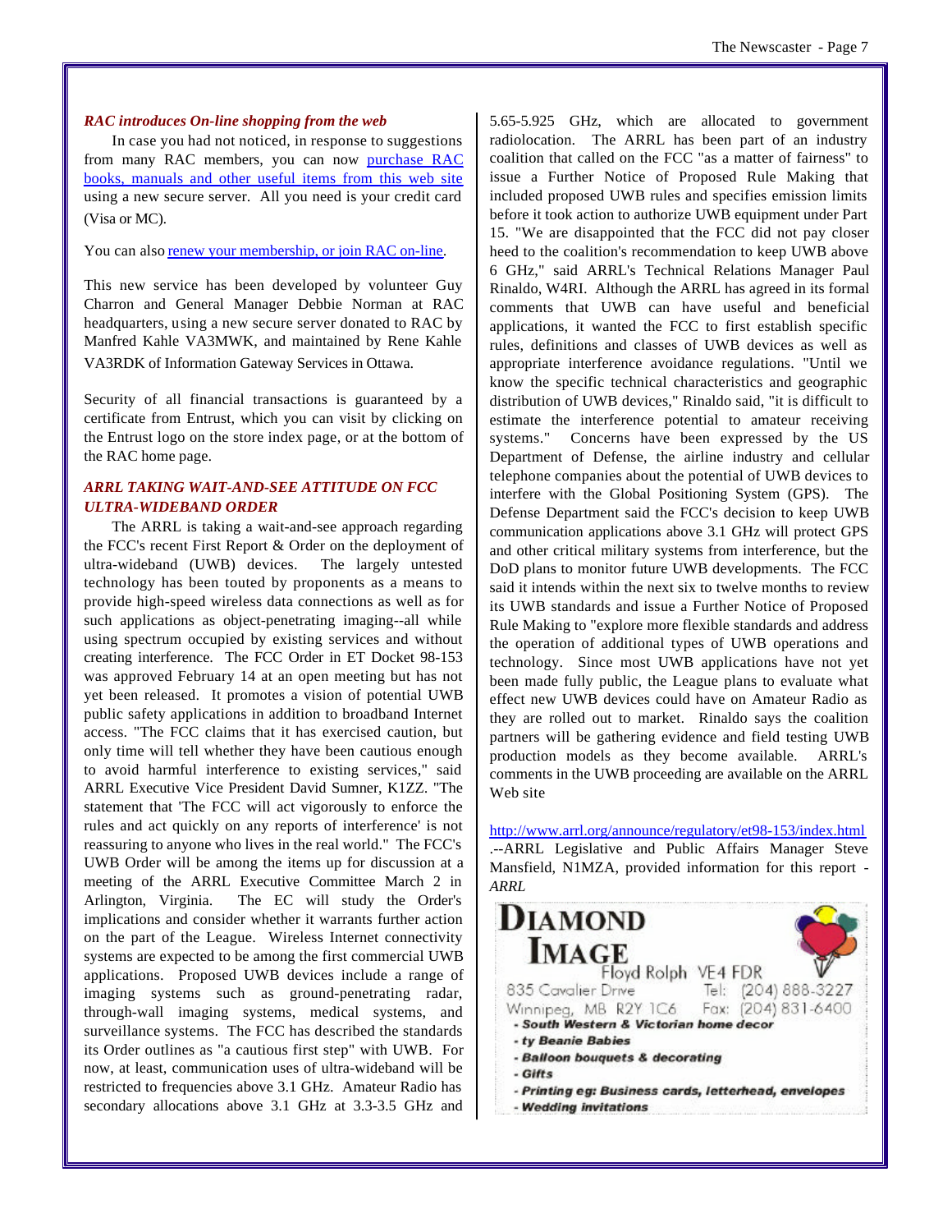### *RAC introduces On-line shopping from the web*

In case you had not noticed, in response to suggestions from many RAC members, you can now purchase RAC books, manuals and other useful items from this web site using a new secure server. All you need is your credit card (Visa or MC).

You can also renew your membership, or join RAC on-line.

This new service has been developed by volunteer Guy Charron and General Manager Debbie Norman at RAC headquarters, using a new secure server donated to RAC by Manfred Kahle VA3MWK, and maintained by Rene Kahle VA3RDK of Information Gateway Services in Ottawa.

Security of all financial transactions is guaranteed by a certificate from Entrust, which you can visit by clicking on the Entrust logo on the store index page, or at the bottom of the RAC home page.

### *ARRL TAKING WAIT-AND-SEE ATTITUDE ON FCC ULTRA-WIDEBAND ORDER*

The ARRL is taking a wait-and-see approach regarding the FCC's recent First Report & Order on the deployment of ultra-wideband (UWB) devices. The largely untested technology has been touted by proponents as a means to provide high-speed wireless data connections as well as for such applications as object-penetrating imaging--all while using spectrum occupied by existing services and without creating interference. The FCC Order in ET Docket 98-153 was approved February 14 at an open meeting but has not yet been released. It promotes a vision of potential UWB public safety applications in addition to broadband Internet access. "The FCC claims that it has exercised caution, but only time will tell whether they have been cautious enough to avoid harmful interference to existing services," said ARRL Executive Vice President David Sumner, K1ZZ. "The statement that 'The FCC will act vigorously to enforce the rules and act quickly on any reports of interference' is not reassuring to anyone who lives in the real world." The FCC's UWB Order will be among the items up for discussion at a meeting of the ARRL Executive Committee March 2 in Arlington, Virginia. The EC will study the Order's implications and consider whether it warrants further action on the part of the League. Wireless Internet connectivity systems are expected to be among the first commercial UWB applications. Proposed UWB devices include a range of imaging systems such as ground-penetrating radar, through-wall imaging systems, medical systems, and surveillance systems. The FCC has described the standards its Order outlines as "a cautious first step" with UWB. For now, at least, communication uses of ultra-wideband will be restricted to frequencies above 3.1 GHz. Amateur Radio has secondary allocations above 3.1 GHz at 3.3-3.5 GHz and 5.65-5.925 GHz, which are allocated to government radiolocation. The ARRL has been part of an industry coalition that called on the FCC "as a matter of fairness" to issue a Further Notice of Proposed Rule Making that included proposed UWB rules and specifies emission limits before it took action to authorize UWB equipment under Part 15. "We are disappointed that the FCC did not pay closer heed to the coalition's recommendation to keep UWB above 6 GHz," said ARRL's Technical Relations Manager Paul Rinaldo, W4RI. Although the ARRL has agreed in its formal comments that UWB can have useful and beneficial applications, it wanted the FCC to first establish specific rules, definitions and classes of UWB devices as well as appropriate interference avoidance regulations. "Until we know the specific technical characteristics and geographic distribution of UWB devices," Rinaldo said, "it is difficult to estimate the interference potential to amateur receiving systems." Concerns have been expressed by the US Department of Defense, the airline industry and cellular telephone companies about the potential of UWB devices to interfere with the Global Positioning System (GPS). The Defense Department said the FCC's decision to keep UWB communication applications above 3.1 GHz will protect GPS and other critical military systems from interference, but the DoD plans to monitor future UWB developments. The FCC said it intends within the next six to twelve months to review its UWB standards and issue a Further Notice of Proposed Rule Making to "explore more flexible standards and address the operation of additional types of UWB operations and technology. Since most UWB applications have not yet been made fully public, the League plans to evaluate what effect new UWB devices could have on Amateur Radio as they are rolled out to market. Rinaldo says the coalition partners will be gathering evidence and field testing UWB production models as they become available. ARRL's comments in the UWB proceeding are available on the ARRL Web site

http://www.arrl.org/announce/regulatory/et98-153/index.html .--ARRL Legislative and Public Affairs Manager Steve Mansfield, N1MZA, provided information for this report - *ARRL*

**DIAMOND IMAGE**
Floyd Rolph VE4 FDR
835 Cavalier Drive    Tel: (204) 888-3227
Winnipeg, MB R2Y 1C6    Fax: (204) 831-6400

- **South Western & Victorian home decor**
- **ty Beanie Babies**
- **Balloon bouquets & decorating**
- **Gifts**
- **Printing eg: Business cards, letterhead, envelopes**
- **Wedding invitations**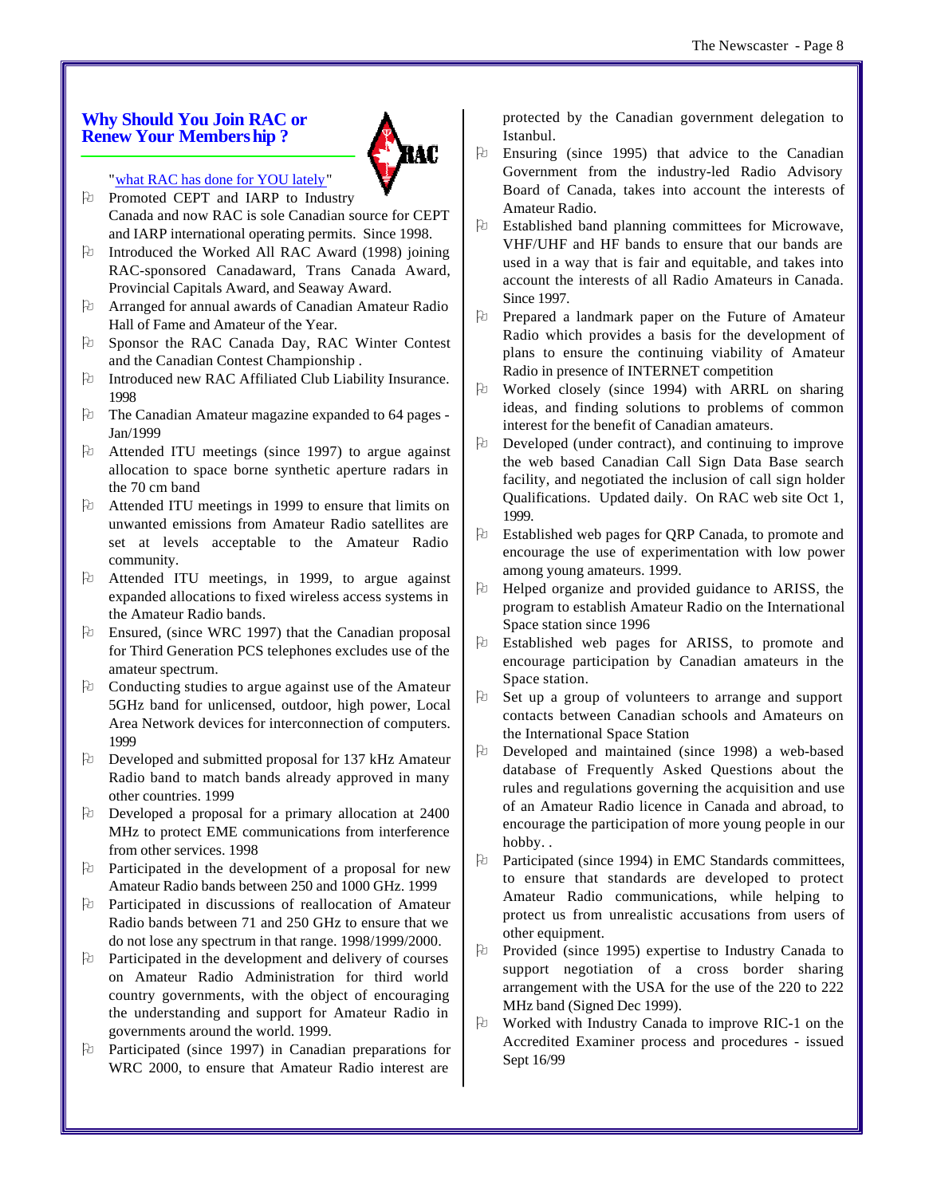## Why Should You Join RAC or Renew Your Membership ?

"what RAC has done for YOU lately"

- Promoted CEPT and IARP to Industry Canada and now RAC is sole Canadian source for CEPT and IARP international operating permits. Since 1998.
- Introduced the Worked All RAC Award (1998) joining RAC-sponsored Canadaward, Trans Canada Award, Provincial Capitals Award, and Seaway Award.
- Arranged for annual awards of Canadian Amateur Radio Hall of Fame and Amateur of the Year.
- Sponsor the RAC Canada Day, RAC Winter Contest and the Canadian Contest Championship .
- Introduced new RAC Affiliated Club Liability Insurance. 1998
- The Canadian Amateur magazine expanded to 64 pages - Jan/1999
- Attended ITU meetings (since 1997) to argue against allocation to space borne synthetic aperture radars in the 70 cm band
- Attended ITU meetings in 1999 to ensure that limits on unwanted emissions from Amateur Radio satellites are set at levels acceptable to the Amateur Radio community.
- Attended ITU meetings, in 1999, to argue against expanded allocations to fixed wireless access systems in the Amateur Radio bands.
- Ensured, (since WRC 1997) that the Canadian proposal for Third Generation PCS telephones excludes use of the amateur spectrum.
- Conducting studies to argue against use of the Amateur 5GHz band for unlicensed, outdoor, high power, Local Area Network devices for interconnection of computers. 1999
- Developed and submitted proposal for 137 kHz Amateur Radio band to match bands already approved in many other countries. 1999
- Developed a proposal for a primary allocation at 2400 MHz to protect EME communications from interference from other services. 1998
- Participated in the development of a proposal for new Amateur Radio bands between 250 and 1000 GHz. 1999
- Participated in discussions of reallocation of Amateur Radio bands between 71 and 250 GHz to ensure that we do not lose any spectrum in that range. 1998/1999/2000.
- Participated in the development and delivery of courses on Amateur Radio Administration for third world country governments, with the object of encouraging the understanding and support for Amateur Radio in governments around the world. 1999.
- Participated (since 1997) in Canadian preparations for WRC 2000, to ensure that Amateur Radio interest are protected by the Canadian government delegation to Istanbul.
- Ensuring (since 1995) that advice to the Canadian Government from the industry-led Radio Advisory Board of Canada, takes into account the interests of Amateur Radio.
- Established band planning committees for Microwave, VHF/UHF and HF bands to ensure that our bands are used in a way that is fair and equitable, and takes into account the interests of all Radio Amateurs in Canada. Since 1997.
- Prepared a landmark paper on the Future of Amateur Radio which provides a basis for the development of plans to ensure the continuing viability of Amateur Radio in presence of INTERNET competition
- Worked closely (since 1994) with ARRL on sharing ideas, and finding solutions to problems of common interest for the benefit of Canadian amateurs.
- Developed (under contract), and continuing to improve the web based Canadian Call Sign Data Base search facility, and negotiated the inclusion of call sign holder Qualifications. Updated daily. On RAC web site Oct 1, 1999.
- Established web pages for QRP Canada, to promote and encourage the use of experimentation with low power among young amateurs. 1999.
- Helped organize and provided guidance to ARISS, the program to establish Amateur Radio on the International Space station since 1996
- Established web pages for ARISS, to promote and encourage participation by Canadian amateurs in the Space station.
- Set up a group of volunteers to arrange and support contacts between Canadian schools and Amateurs on the International Space Station
- Developed and maintained (since 1998) a web-based database of Frequently Asked Questions about the rules and regulations governing the acquisition and use of an Amateur Radio licence in Canada and abroad, to encourage the participation of more young people in our hobby. .
- Participated (since 1994) in EMC Standards committees, to ensure that standards are developed to protect Amateur Radio communications, while helping to protect us from unrealistic accusations from users of other equipment.
- Provided (since 1995) expertise to Industry Canada to support negotiation of a cross border sharing arrangement with the USA for the use of the 220 to 222 MHz band (Signed Dec 1999).
- Worked with Industry Canada to improve RIC-1 on the Accredited Examiner process and procedures - issued Sept 16/99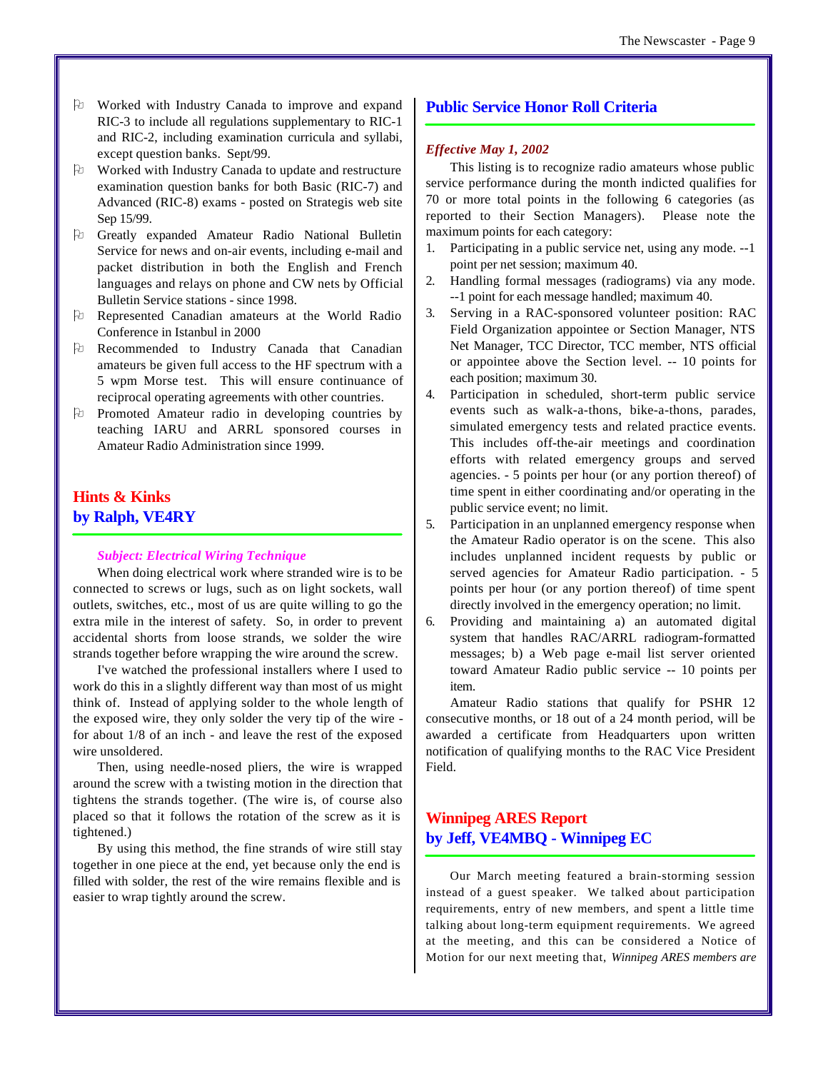- Worked with Industry Canada to improve and expand RIC-3 to include all regulations supplementary to RIC-1 and RIC-2, including examination curricula and syllabi, except question banks. Sept/99.
- Worked with Industry Canada to update and restructure examination question banks for both Basic (RIC-7) and Advanced (RIC-8) exams - posted on Strategis web site Sep 15/99.
- Greatly expanded Amateur Radio National Bulletin Service for news and on-air events, including e-mail and packet distribution in both the English and French languages and relays on phone and CW nets by Official Bulletin Service stations - since 1998.
- Represented Canadian amateurs at the World Radio Conference in Istanbul in 2000
- Recommended to Industry Canada that Canadian amateurs be given full access to the HF spectrum with a 5 wpm Morse test. This will ensure continuance of reciprocal operating agreements with other countries.
- Promoted Amateur radio in developing countries by teaching IARU and ARRL sponsored courses in Amateur Radio Administration since 1999.

## Hints & Kinks
## by Ralph, VE4RY

***Subject: Electrical Wiring Technique***

When doing electrical work where stranded wire is to be connected to screws or lugs, such as on light sockets, wall outlets, switches, etc., most of us are quite willing to go the extra mile in the interest of safety. So, in order to prevent accidental shorts from loose strands, we solder the wire strands together before wrapping the wire around the screw.

I've watched the professional installers where I used to work do this in a slightly different way than most of us might think of. Instead of applying solder to the whole length of the exposed wire, they only solder the very tip of the wire - for about 1/8 of an inch - and leave the rest of the exposed wire unsoldered.

Then, using needle-nosed pliers, the wire is wrapped around the screw with a twisting motion in the direction that tightens the strands together. (The wire is, of course also placed so that it follows the rotation of the screw as it is tightened.)

By using this method, the fine strands of wire still stay together in one piece at the end, yet because only the end is filled with solder, the rest of the wire remains flexible and is easier to wrap tightly around the screw.

## Public Service Honor Roll Criteria

***Effective May 1, 2002***

This listing is to recognize radio amateurs whose public service performance during the month indicted qualifies for 70 or more total points in the following 6 categories (as reported to their Section Managers). Please note the maximum points for each category:

1. Participating in a public service net, using any mode. --1 point per net session; maximum 40.
2. Handling formal messages (radiograms) via any mode. --1 point for each message handled; maximum 40.
3. Serving in a RAC-sponsored volunteer position: RAC Field Organization appointee or Section Manager, NTS Net Manager, TCC Director, TCC member, NTS official or appointee above the Section level. -- 10 points for each position; maximum 30.
4. Participation in scheduled, short-term public service events such as walk-a-thons, bike-a-thons, parades, simulated emergency tests and related practice events. This includes off-the-air meetings and coordination efforts with related emergency groups and served agencies. - 5 points per hour (or any portion thereof) of time spent in either coordinating and/or operating in the public service event; no limit.
5. Participation in an unplanned emergency response when the Amateur Radio operator is on the scene. This also includes unplanned incident requests by public or served agencies for Amateur Radio participation. - 5 points per hour (or any portion thereof) of time spent directly involved in the emergency operation; no limit.
6. Providing and maintaining a) an automated digital system that handles RAC/ARRL radiogram-formatted messages; b) a Web page e-mail list server oriented toward Amateur Radio public service -- 10 points per item.

Amateur Radio stations that qualify for PSHR 12 consecutive months, or 18 out of a 24 month period, will be awarded a certificate from Headquarters upon written notification of qualifying months to the RAC Vice President Field.

## Winnipeg ARES Report
## by Jeff, VE4MBQ - Winnipeg EC

Our March meeting featured a brain-storming session instead of a guest speaker. We talked about participation requirements, entry of new members, and spent a little time talking about long-term equipment requirements. We agreed at the meeting, and this can be considered a Notice of Motion for our next meeting that, *Winnipeg ARES members are*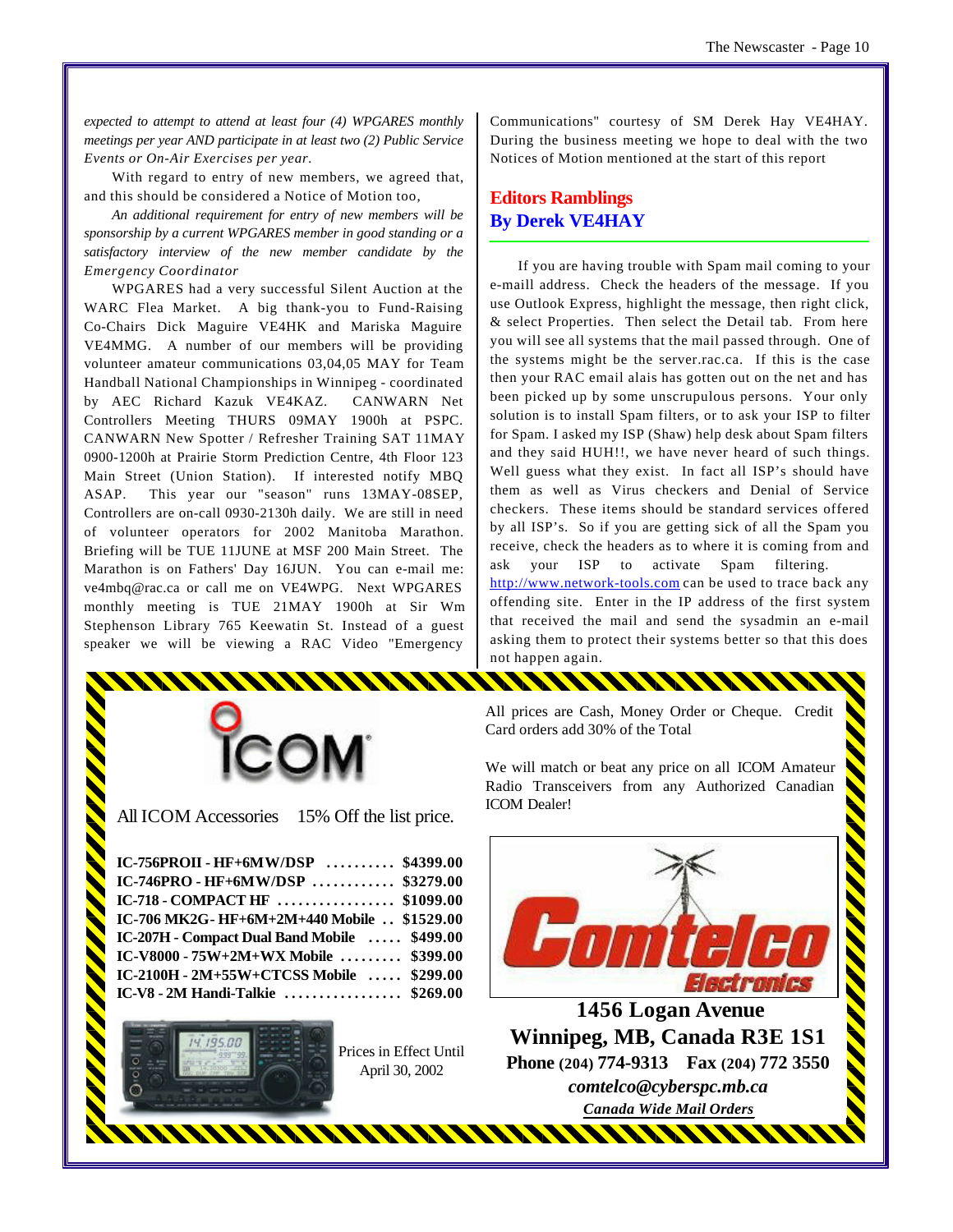*expected to attempt to attend at least four (4) WPGARES monthly meetings per year AND participate in at least two (2) Public Service Events or On-Air Exercises per year.*

With regard to entry of new members, we agreed that, and this should be considered a Notice of Motion too,

*An additional requirement for entry of new members will be sponsorship by a current WPGARES member in good standing or a satisfactory interview of the new member candidate by the Emergency Coordinator*

WPGARES had a very successful Silent Auction at the WARC Flea Market. A big thank-you to Fund-Raising Co-Chairs Dick Maguire VE4HK and Mariska Maguire VE4MMG. A number of our members will be providing volunteer amateur communications 03,04,05 MAY for Team Handball National Championships in Winnipeg - coordinated by AEC Richard Kazuk VE4KAZ. CANWARN Net Controllers Meeting THURS 09MAY 1900h at PSPC. CANWARN New Spotter / Refresher Training SAT 11MAY 0900-1200h at Prairie Storm Prediction Centre, 4th Floor 123 Main Street (Union Station). If interested notify MBQ ASAP. This year our "season" runs 13MAY-08SEP, Controllers are on-call 0930-2130h daily. We are still in need of volunteer operators for 2002 Manitoba Marathon. Briefing will be TUE 11JUNE at MSF 200 Main Street. The Marathon is on Fathers' Day 16JUN. You can e-mail me: ve4mbq@rac.ca or call me on VE4WPG. Next WPGARES monthly meeting is TUE 21MAY 1900h at Sir Wm Stephenson Library 765 Keewatin St. Instead of a guest speaker we will be viewing a RAC Video "Emergency Communications" courtesy of SM Derek Hay VE4HAY. During the business meeting we hope to deal with the two Notices of Motion mentioned at the start of this report

## Editors Ramblings
## By Derek VE4HAY

If you are having trouble with Spam mail coming to your e-maill address. Check the headers of the message. If you use Outlook Express, highlight the message, then right click, & select Properties. Then select the Detail tab. From here you will see all systems that the mail passed through. One of the systems might be the server.rac.ca. If this is the case then your RAC email alais has gotten out on the net and has been picked up by some unscrupulous persons. Your only solution is to install Spam filters, or to ask your ISP to filter for Spam. I asked my ISP (Shaw) help desk about Spam filters and they said HUH!!, we have never heard of such things. Well guess what they exist. In fact all ISP's should have them as well as Virus checkers and Denial of Service checkers. These items should be standard services offered by all ISP's. So if you are getting sick of all the Spam you receive, check the headers as to where it is coming from and ask your ISP to activate Spam filtering. http://www.network-tools.com can be used to trace back any offending site. Enter in the IP address of the first system that received the mail and send the sysadmin an e-mail asking them to protect their systems better so that this does not happen again.

---

ICOM

All ICOM Accessories 15% Off the list price.

| | |
|---|---|
| **IC-756PROII - HF+6MW/DSP** | **$4399.00** |
| **IC-746PRO - HF+6MW/DSP** | **$3279.00** |
| **IC-718 - COMPACT HF** | **$1099.00** |
| **IC-706 MK2G- HF+6M+2M+440 Mobile** | **$1529.00** |
| **IC-207H - Compact Dual Band Mobile** | **$499.00** |
| **IC-V8000 - 75W+2M+WX Mobile** | **$399.00** |
| **IC-2100H - 2M+55W+CTCSS Mobile** | **$299.00** |
| **IC-V8 - 2M Handi-Talkie** | **$269.00** |

Prices in Effect Until April 30, 2002

All prices are Cash, Money Order or Cheque. Credit Card orders add 30% of the Total

We will match or beat any price on all ICOM Amateur Radio Transceivers from any Authorized Canadian ICOM Dealer!

Comtelco Electronics

**1456 Logan Avenue**
**Winnipeg, MB, Canada R3E 1S1**
**Phone (204) 774-9313 Fax (204) 772 3550**
***comtelco@cyberspc.mb.ca***
***Canada Wide Mail Orders***